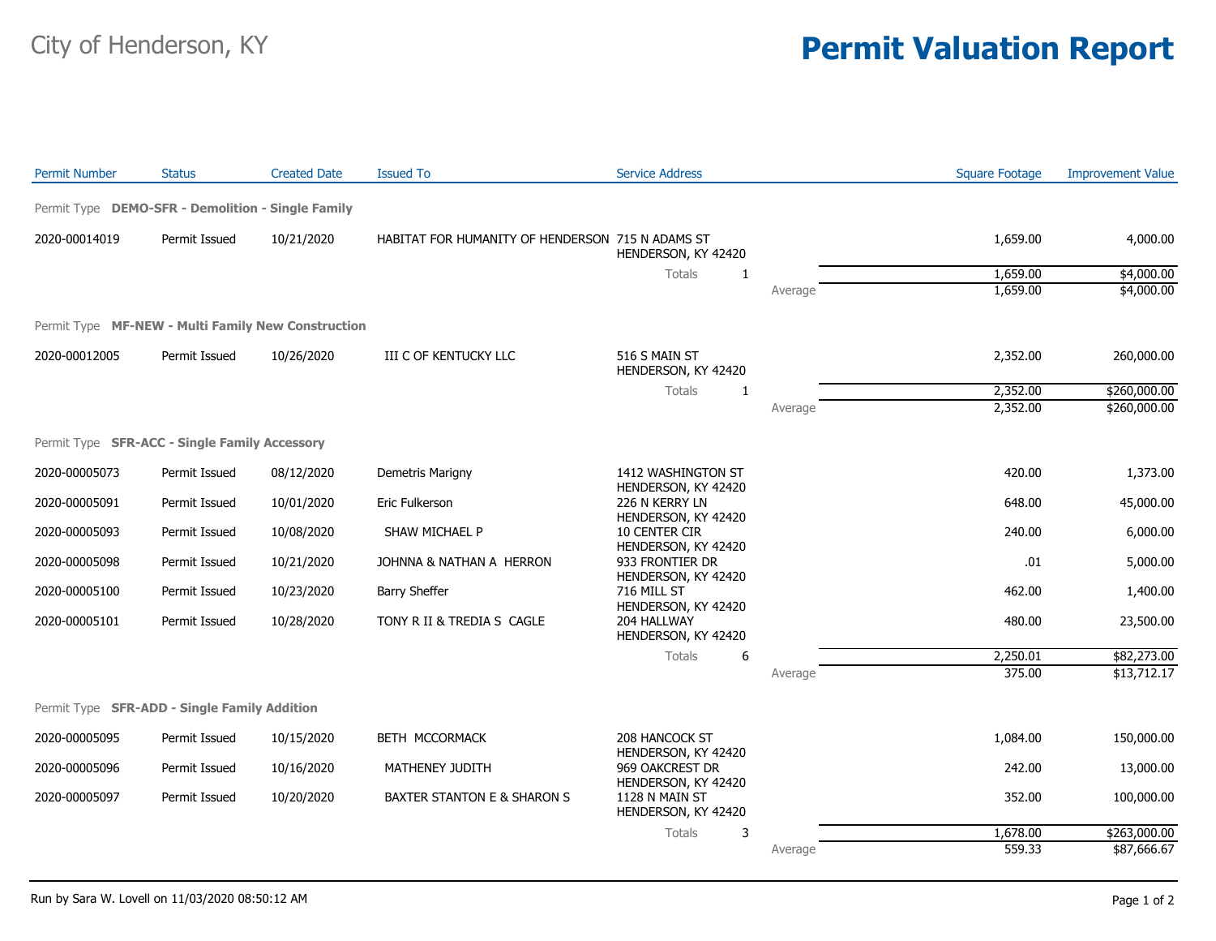City of Henderson, KY

# Permit Valuation Report

| Permit Number | Status | Created Date | Issued To | Service Address | | Square Footage | Improvement Value |
|---|---|---|---|---|---|---|---|
| Permit Type **DEMO-SFR - Demolition - Single Family** | | | | | | | |
| 2020-00014019 | Permit Issued | 10/21/2020 | HABITAT FOR HUMANITY OF HENDERSON | 715 N ADAMS ST HENDERSON, KY 42420 | | 1,659.00 | 4,000.00 |
| | | | | Totals 1 | | 1,659.00 | $4,000.00 |
| | | | | | Average | 1,659.00 | $4,000.00 |
| Permit Type **MF-NEW - Multi Family New Construction** | | | | | | | |
| 2020-00012005 | Permit Issued | 10/26/2020 | III C OF KENTUCKY LLC | 516 S MAIN ST HENDERSON, KY 42420 | | 2,352.00 | 260,000.00 |
| | | | | Totals 1 | | 2,352.00 | $260,000.00 |
| | | | | | Average | 2,352.00 | $260,000.00 |
| Permit Type **SFR-ACC - Single Family Accessory** | | | | | | | |
| 2020-00005073 | Permit Issued | 08/12/2020 | Demetris Marigny | 1412 WASHINGTON ST HENDERSON, KY 42420 | | 420.00 | 1,373.00 |
| 2020-00005091 | Permit Issued | 10/01/2020 | Eric Fulkerson | 226 N KERRY LN HENDERSON, KY 42420 | | 648.00 | 45,000.00 |
| 2020-00005093 | Permit Issued | 10/08/2020 | SHAW MICHAEL P | 10 CENTER CIR HENDERSON, KY 42420 | | 240.00 | 6,000.00 |
| 2020-00005098 | Permit Issued | 10/21/2020 | JOHNNA & NATHAN A HERRON | 933 FRONTIER DR HENDERSON, KY 42420 | | .01 | 5,000.00 |
| 2020-00005100 | Permit Issued | 10/23/2020 | Barry Sheffer | 716 MILL ST HENDERSON, KY 42420 | | 462.00 | 1,400.00 |
| 2020-00005101 | Permit Issued | 10/28/2020 | TONY R II & TREDIA S CAGLE | 204 HALLWAY HENDERSON, KY 42420 | | 480.00 | 23,500.00 |
| | | | | Totals 6 | | 2,250.01 | $82,273.00 |
| | | | | | Average | 375.00 | $13,712.17 |
| Permit Type **SFR-ADD - Single Family Addition** | | | | | | | |
| 2020-00005095 | Permit Issued | 10/15/2020 | BETH MCCORMACK | 208 HANCOCK ST HENDERSON, KY 42420 | | 1,084.00 | 150,000.00 |
| 2020-00005096 | Permit Issued | 10/16/2020 | MATHENEY JUDITH | 969 OAKCREST DR HENDERSON, KY 42420 | | 242.00 | 13,000.00 |
| 2020-00005097 | Permit Issued | 10/20/2020 | BAXTER STANTON E & SHARON S | 1128 N MAIN ST HENDERSON, KY 42420 | | 352.00 | 100,000.00 |
| | | | | Totals 3 | | 1,678.00 | $263,000.00 |
| | | | | | Average | 559.33 | $87,666.67 |

Run by Sara W. Lovell on 11/03/2020 08:50:12 AM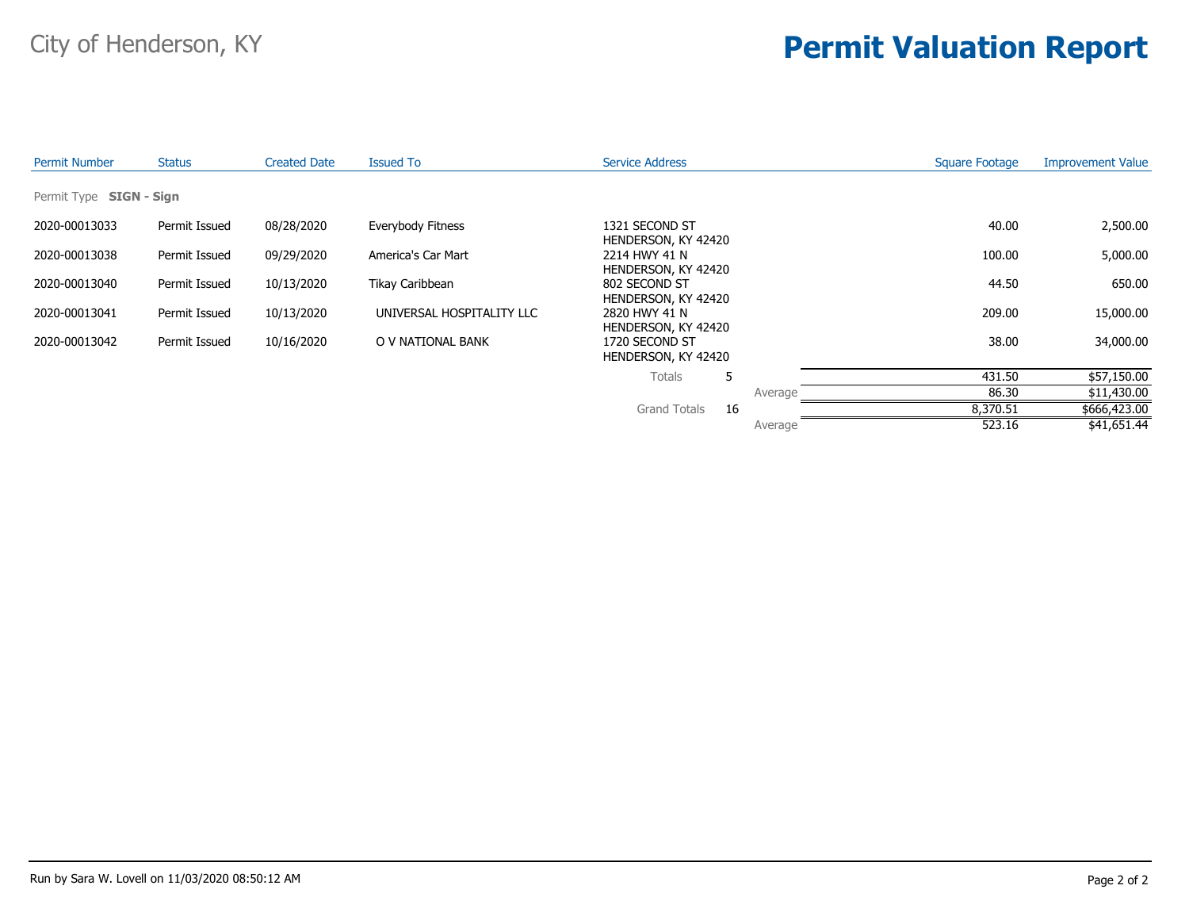City of Henderson, KY

# Permit Valuation Report

| Permit Number | Status | Created Date | Issued To | Service Address | | Square Footage | Improvement Value |
|---|---|---|---|---|---|---|---|
| Permit Type **SIGN - Sign** | | | | | | | |
| 2020-00013033 | Permit Issued | 08/28/2020 | Everybody Fitness | 1321 SECOND ST HENDERSON, KY 42420 | | 40.00 | 2,500.00 |
| 2020-00013038 | Permit Issued | 09/29/2020 | America's Car Mart | 2214 HWY 41 N HENDERSON, KY 42420 | | 100.00 | 5,000.00 |
| 2020-00013040 | Permit Issued | 10/13/2020 | Tikay Caribbean | 802 SECOND ST HENDERSON, KY 42420 | | 44.50 | 650.00 |
| 2020-00013041 | Permit Issued | 10/13/2020 | UNIVERSAL HOSPITALITY LLC | 2820 HWY 41 N HENDERSON, KY 42420 | | 209.00 | 15,000.00 |
| 2020-00013042 | Permit Issued | 10/16/2020 | O V NATIONAL BANK | 1720 SECOND ST HENDERSON, KY 42420 | | 38.00 | 34,000.00 |
| | | | | Totals 5 | | 431.50 | $57,150.00 |
| | | | | | Average | 86.30 | $11,430.00 |
| | | | | Grand Totals 16 | | 8,370.51 | $666,423.00 |
| | | | | | Average | 523.16 | $41,651.44 |

Run by Sara W. Lovell on 11/03/2020 08:50:12 AM